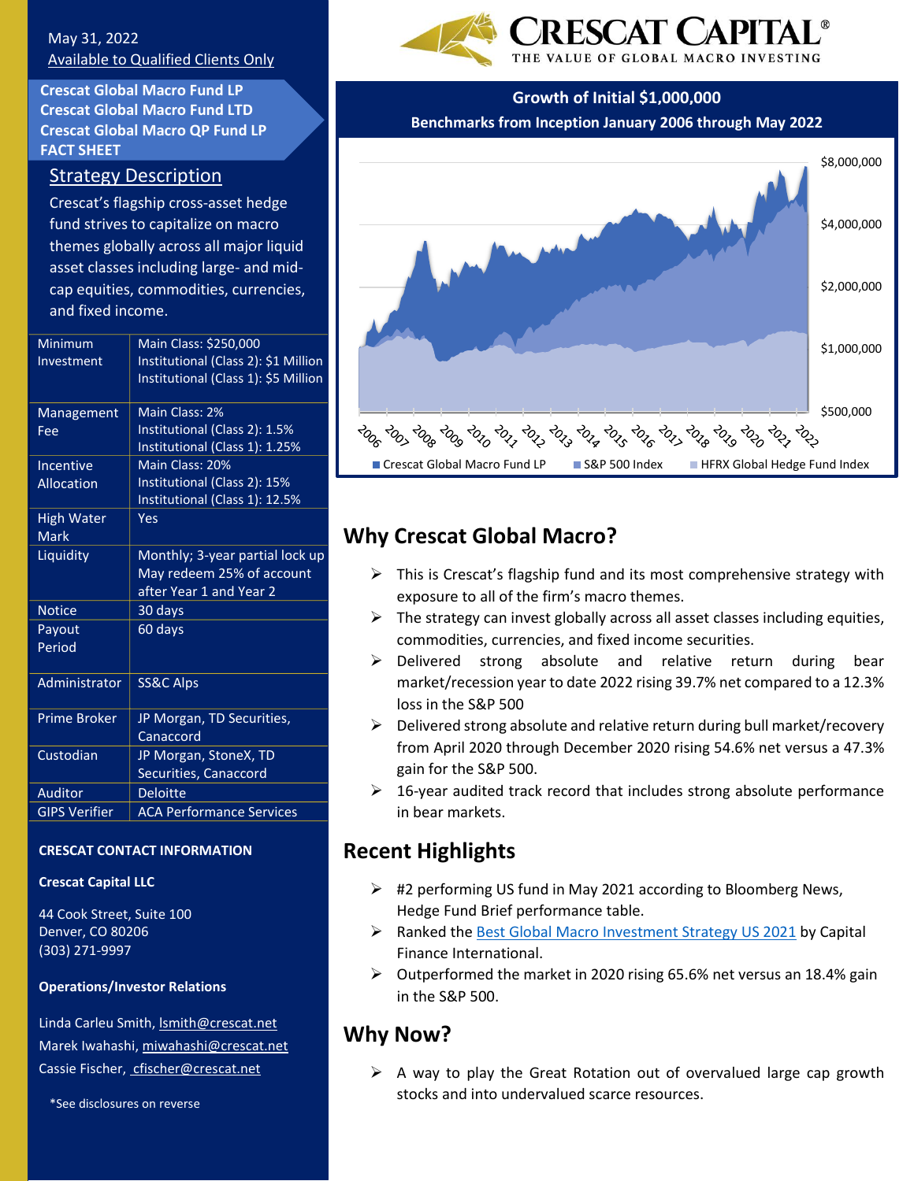May 31, 2022
Available to Qualified Clients Only

**Crescat Global Macro Fund LP**
**Crescat Global Macro Fund LTD**
**Crescat Global Macro QP Fund LP**
**FACT SHEET**

CRESCAT CAPITAL®
THE VALUE OF GLOBAL MACRO INVESTING

## Strategy Description

Crescat's flagship cross-asset hedge fund strives to capitalize on macro themes globally across all major liquid asset classes including large- and mid-cap equities, commodities, currencies, and fixed income.

| | |
|---|---|
| Minimum Investment | Main Class: $250,000<br>Institutional (Class 2): $1 Million<br>Institutional (Class 1): $5 Million |
| Management Fee | Main Class: 2%<br>Institutional (Class 2): 1.5%<br>Institutional (Class 1): 1.25% |
| Incentive Allocation | Main Class: 20%<br>Institutional (Class 2): 15%<br>Institutional (Class 1): 12.5% |
| High Water Mark | Yes |
| Liquidity | Monthly; 3-year partial lock up May redeem 25% of account after Year 1 and Year 2 |
| Notice | 30 days |
| Payout Period | 60 days |
| Administrator | SS&C Alps |
| Prime Broker | JP Morgan, TD Securities, Canaccord |
| Custodian | JP Morgan, StoneX, TD Securities, Canaccord |
| Auditor | Deloitte |
| GIPS Verifier | ACA Performance Services |

**CRESCAT CONTACT INFORMATION**

**Crescat Capital LLC**

44 Cook Street, Suite 100
Denver, CO 80206
(303) 271-9997

**Operations/Investor Relations**

Linda Carleu Smith, lsmith@crescat.net
Marek Iwahashi, miwahashi@crescat.net
Cassie Fischer, cfischer@crescat.net

*See disclosures on reverse

**Growth of Initial $1,000,000**
**Benchmarks from Inception January 2006 through May 2022**

Crescat Global Macro Fund LP | S&P 500 Index | HFRX Global Hedge Fund Index

## Why Crescat Global Macro?

- This is Crescat's flagship fund and its most comprehensive strategy with exposure to all of the firm's macro themes.
- The strategy can invest globally across all asset classes including equities, commodities, currencies, and fixed income securities.
- Delivered strong absolute and relative return during bear market/recession year to date 2022 rising 39.7% net compared to a 12.3% loss in the S&P 500
- Delivered strong absolute and relative return during bull market/recovery from April 2020 through December 2020 rising 54.6% net versus a 47.3% gain for the S&P 500.
- 16-year audited track record that includes strong absolute performance in bear markets.

## Recent Highlights

- #2 performing US fund in May 2021 according to Bloomberg News, Hedge Fund Brief performance table.
- Ranked the Best Global Macro Investment Strategy US 2021 by Capital Finance International.
- Outperformed the market in 2020 rising 65.6% net versus an 18.4% gain in the S&P 500.

## Why Now?

- A way to play the Great Rotation out of overvalued large cap growth stocks and into undervalued scarce resources.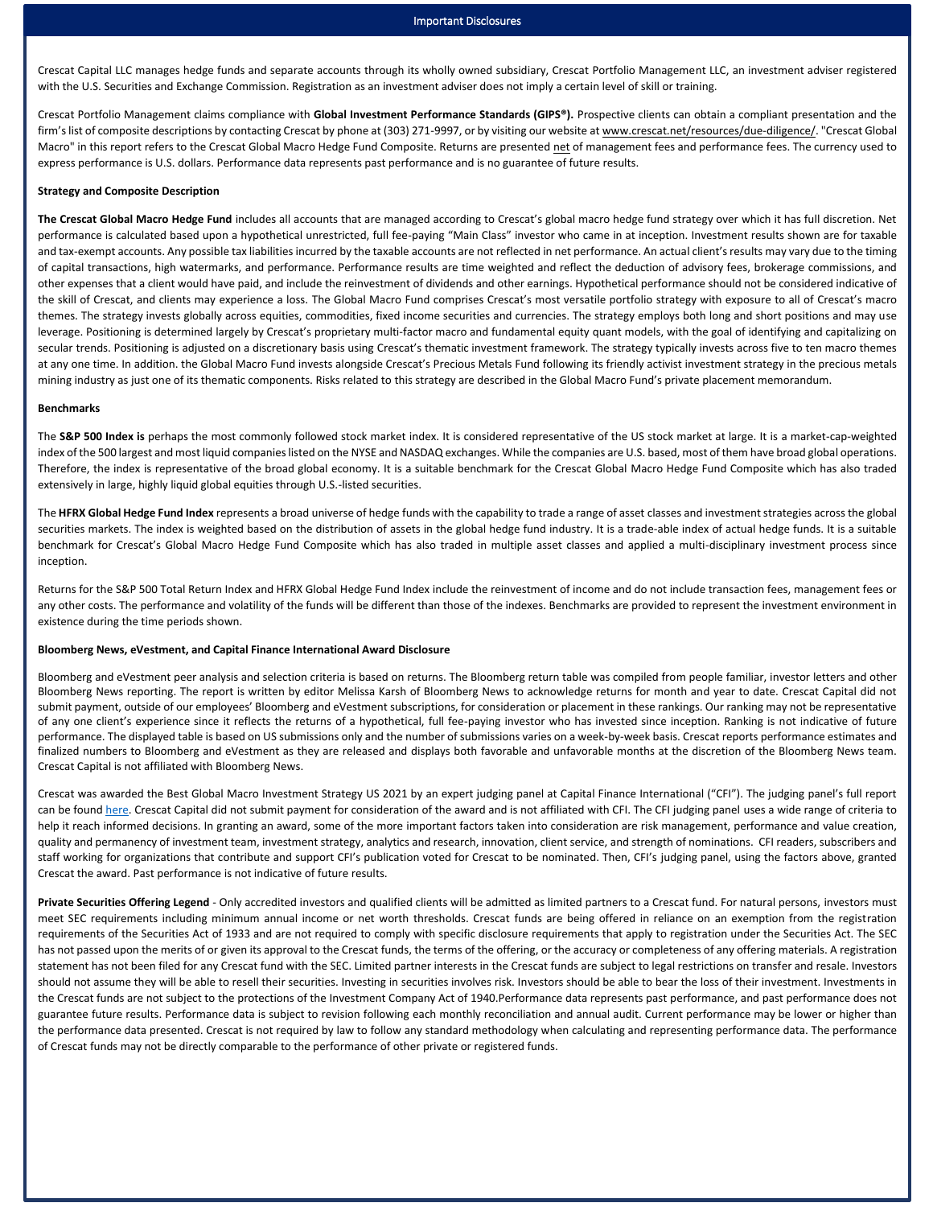# Important Disclosures

Crescat Capital LLC manages hedge funds and separate accounts through its wholly owned subsidiary, Crescat Portfolio Management LLC, an investment adviser registered with the U.S. Securities and Exchange Commission. Registration as an investment adviser does not imply a certain level of skill or training.

Crescat Portfolio Management claims compliance with **Global Investment Performance Standards (GIPS®).** Prospective clients can obtain a compliant presentation and the firm's list of composite descriptions by contacting Crescat by phone at (303) 271-9997, or by visiting our website at www.crescat.net/resources/due-diligence/. "Crescat Global Macro" in this report refers to the Crescat Global Macro Hedge Fund Composite. Returns are presented net of management fees and performance fees. The currency used to express performance is U.S. dollars. Performance data represents past performance and is no guarantee of future results.

**Strategy and Composite Description**

**The Crescat Global Macro Hedge Fund** includes all accounts that are managed according to Crescat's global macro hedge fund strategy over which it has full discretion. Net performance is calculated based upon a hypothetical unrestricted, full fee-paying "Main Class" investor who came in at inception. Investment results shown are for taxable and tax-exempt accounts. Any possible tax liabilities incurred by the taxable accounts are not reflected in net performance. An actual client's results may vary due to the timing of capital transactions, high watermarks, and performance. Performance results are time weighted and reflect the deduction of advisory fees, brokerage commissions, and other expenses that a client would have paid, and include the reinvestment of dividends and other earnings. Hypothetical performance should not be considered indicative of the skill of Crescat, and clients may experience a loss. The Global Macro Fund comprises Crescat's most versatile portfolio strategy with exposure to all of Crescat's macro themes. The strategy invests globally across equities, commodities, fixed income securities and currencies. The strategy employs both long and short positions and may use leverage. Positioning is determined largely by Crescat's proprietary multi-factor macro and fundamental equity quant models, with the goal of identifying and capitalizing on secular trends. Positioning is adjusted on a discretionary basis using Crescat's thematic investment framework. The strategy typically invests across five to ten macro themes at any one time. In addition. the Global Macro Fund invests alongside Crescat's Precious Metals Fund following its friendly activist investment strategy in the precious metals mining industry as just one of its thematic components. Risks related to this strategy are described in the Global Macro Fund's private placement memorandum.

**Benchmarks**

The **S&P 500 Index is** perhaps the most commonly followed stock market index. It is considered representative of the US stock market at large. It is a market-cap-weighted index of the 500 largest and most liquid companies listed on the NYSE and NASDAQ exchanges. While the companies are U.S. based, most of them have broad global operations. Therefore, the index is representative of the broad global economy. It is a suitable benchmark for the Crescat Global Macro Hedge Fund Composite which has also traded extensively in large, highly liquid global equities through U.S.-listed securities.

The **HFRX Global Hedge Fund Index** represents a broad universe of hedge funds with the capability to trade a range of asset classes and investment strategies across the global securities markets. The index is weighted based on the distribution of assets in the global hedge fund industry. It is a trade-able index of actual hedge funds. It is a suitable benchmark for Crescat's Global Macro Hedge Fund Composite which has also traded in multiple asset classes and applied a multi-disciplinary investment process since inception.

Returns for the S&P 500 Total Return Index and HFRX Global Hedge Fund Index include the reinvestment of income and do not include transaction fees, management fees or any other costs. The performance and volatility of the funds will be different than those of the indexes. Benchmarks are provided to represent the investment environment in existence during the time periods shown.

**Bloomberg News, eVestment, and Capital Finance International Award Disclosure**

Bloomberg and eVestment peer analysis and selection criteria is based on returns. The Bloomberg return table was compiled from people familiar, investor letters and other Bloomberg News reporting. The report is written by editor Melissa Karsh of Bloomberg News to acknowledge returns for month and year to date. Crescat Capital did not submit payment, outside of our employees' Bloomberg and eVestment subscriptions, for consideration or placement in these rankings. Our ranking may not be representative of any one client's experience since it reflects the returns of a hypothetical, full fee-paying investor who has invested since inception. Ranking is not indicative of future performance. The displayed table is based on US submissions only and the number of submissions varies on a week-by-week basis. Crescat reports performance estimates and finalized numbers to Bloomberg and eVestment as they are released and displays both favorable and unfavorable months at the discretion of the Bloomberg News team. Crescat Capital is not affiliated with Bloomberg News.

Crescat was awarded the Best Global Macro Investment Strategy US 2021 by an expert judging panel at Capital Finance International ("CFI"). The judging panel's full report can be found here. Crescat Capital did not submit payment for consideration of the award and is not affiliated with CFI. The CFI judging panel uses a wide range of criteria to help it reach informed decisions. In granting an award, some of the more important factors taken into consideration are risk management, performance and value creation, quality and permanency of investment team, investment strategy, analytics and research, innovation, client service, and strength of nominations. CFI readers, subscribers and staff working for organizations that contribute and support CFI's publication voted for Crescat to be nominated. Then, CFI's judging panel, using the factors above, granted Crescat the award. Past performance is not indicative of future results.

**Private Securities Offering Legend** - Only accredited investors and qualified clients will be admitted as limited partners to a Crescat fund. For natural persons, investors must meet SEC requirements including minimum annual income or net worth thresholds. Crescat funds are being offered in reliance on an exemption from the registration requirements of the Securities Act of 1933 and are not required to comply with specific disclosure requirements that apply to registration under the Securities Act. The SEC has not passed upon the merits of or given its approval to the Crescat funds, the terms of the offering, or the accuracy or completeness of any offering materials. A registration statement has not been filed for any Crescat fund with the SEC. Limited partner interests in the Crescat funds are subject to legal restrictions on transfer and resale. Investors should not assume they will be able to resell their securities. Investing in securities involves risk. Investors should be able to bear the loss of their investment. Investments in the Crescat funds are not subject to the protections of the Investment Company Act of 1940.Performance data represents past performance, and past performance does not guarantee future results. Performance data is subject to revision following each monthly reconciliation and annual audit. Current performance may be lower or higher than the performance data presented. Crescat is not required by law to follow any standard methodology when calculating and representing performance data. The performance of Crescat funds may not be directly comparable to the performance of other private or registered funds.